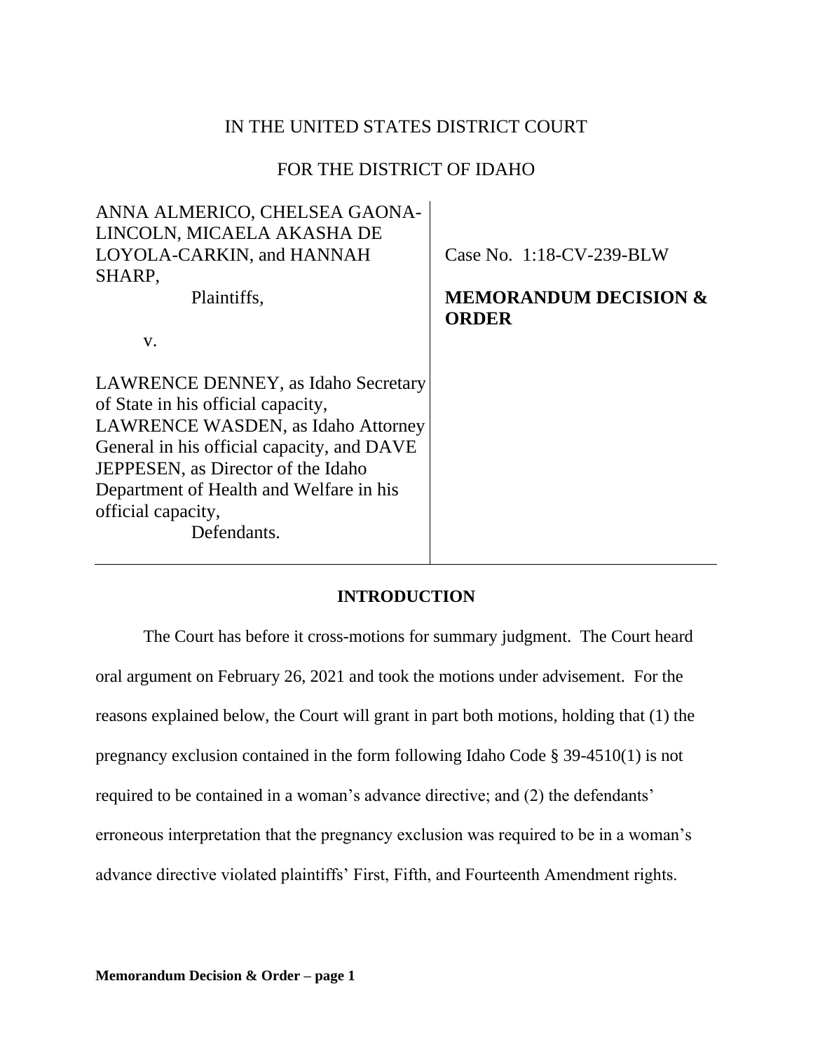IN THE UNITED STATES DISTRICT COURT

FOR THE DISTRICT OF IDAHO

| | |
|---|---|
| ANNA ALMERICO, CHELSEA GAONA-LINCOLN, MICAELA AKASHA DE LOYOLA-CARKIN, and HANNAH SHARP,<br>Plaintiffs,<br><br>v.<br><br>LAWRENCE DENNEY, as Idaho Secretary of State in his official capacity, LAWRENCE WASDEN, as Idaho Attorney General in his official capacity, and DAVE JEPPESEN, as Director of the Idaho Department of Health and Welfare in his official capacity,<br>Defendants. | Case No. 1:18-CV-239-BLW<br><br>**MEMORANDUM DECISION & ORDER** |

## INTRODUCTION

The Court has before it cross-motions for summary judgment. The Court heard oral argument on February 26, 2021 and took the motions under advisement. For the reasons explained below, the Court will grant in part both motions, holding that (1) the pregnancy exclusion contained in the form following Idaho Code § 39-4510(1) is not required to be contained in a woman's advance directive; and (2) the defendants' erroneous interpretation that the pregnancy exclusion was required to be in a woman's advance directive violated plaintiffs' First, Fifth, and Fourteenth Amendment rights.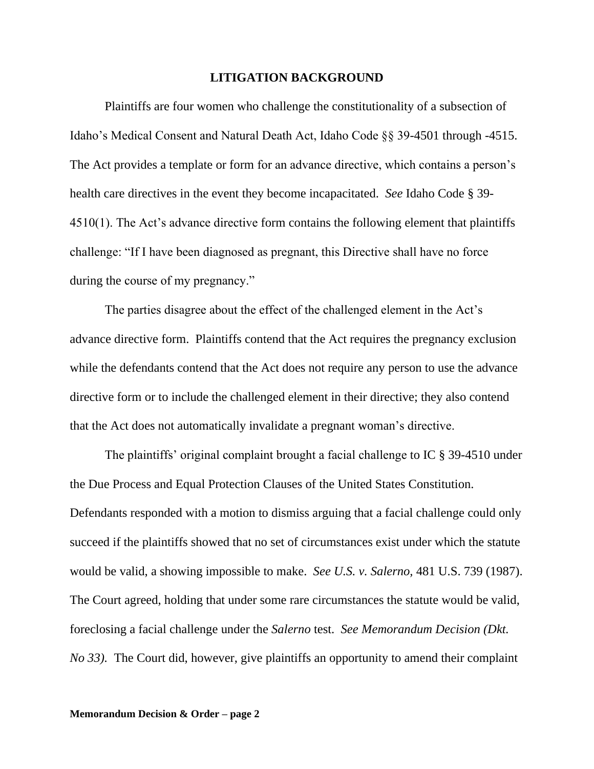## LITIGATION BACKGROUND

Plaintiffs are four women who challenge the constitutionality of a subsection of Idaho's Medical Consent and Natural Death Act, Idaho Code §§ 39-4501 through -4515. The Act provides a template or form for an advance directive, which contains a person's health care directives in the event they become incapacitated. *See* Idaho Code § 39-4510(1). The Act's advance directive form contains the following element that plaintiffs challenge: "If I have been diagnosed as pregnant, this Directive shall have no force during the course of my pregnancy."

The parties disagree about the effect of the challenged element in the Act's advance directive form. Plaintiffs contend that the Act requires the pregnancy exclusion while the defendants contend that the Act does not require any person to use the advance directive form or to include the challenged element in their directive; they also contend that the Act does not automatically invalidate a pregnant woman's directive.

The plaintiffs' original complaint brought a facial challenge to IC § 39-4510 under the Due Process and Equal Protection Clauses of the United States Constitution. Defendants responded with a motion to dismiss arguing that a facial challenge could only succeed if the plaintiffs showed that no set of circumstances exist under which the statute would be valid, a showing impossible to make. *See U.S. v. Salerno,* 481 U.S. 739 (1987). The Court agreed, holding that under some rare circumstances the statute would be valid, foreclosing a facial challenge under the *Salerno* test. *See Memorandum Decision (Dkt. No 33).* The Court did, however, give plaintiffs an opportunity to amend their complaint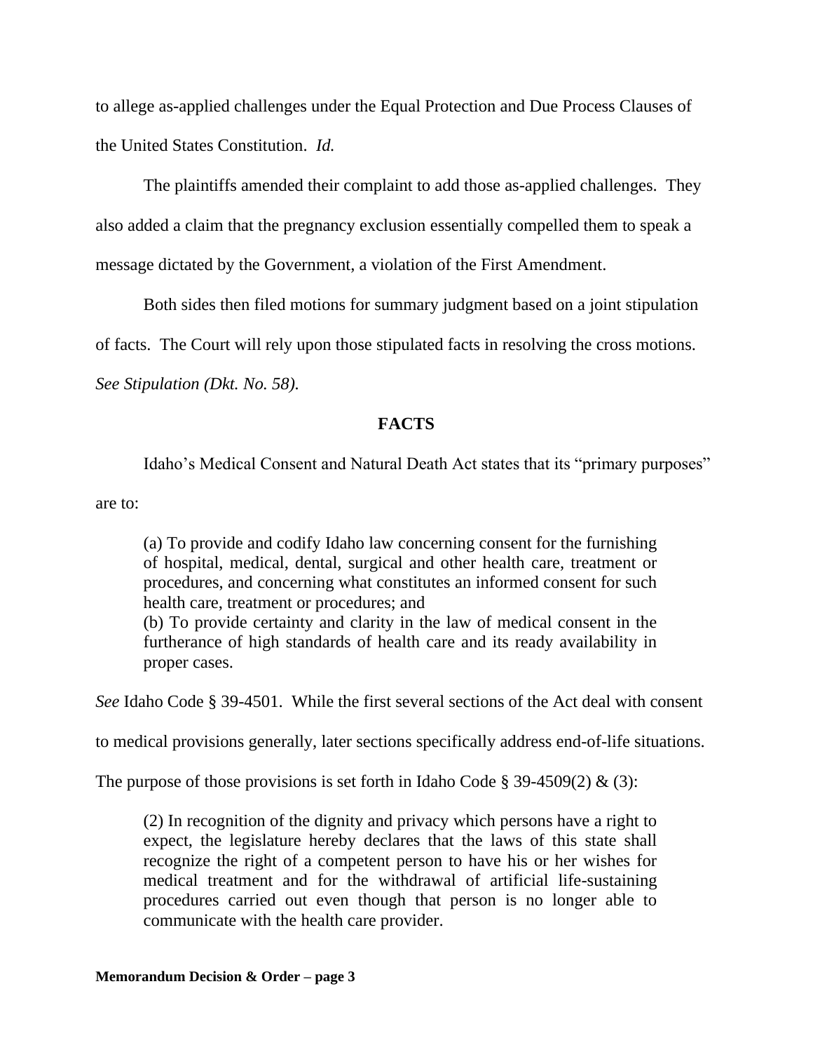to allege as-applied challenges under the Equal Protection and Due Process Clauses of the United States Constitution. *Id.*

The plaintiffs amended their complaint to add those as-applied challenges. They also added a claim that the pregnancy exclusion essentially compelled them to speak a message dictated by the Government, a violation of the First Amendment.

Both sides then filed motions for summary judgment based on a joint stipulation of facts. The Court will rely upon those stipulated facts in resolving the cross motions. *See Stipulation (Dkt. No. 58).*

## FACTS

Idaho's Medical Consent and Natural Death Act states that its "primary purposes" are to:

> (a) To provide and codify Idaho law concerning consent for the furnishing of hospital, medical, dental, surgical and other health care, treatment or procedures, and concerning what constitutes an informed consent for such health care, treatment or procedures; and
> (b) To provide certainty and clarity in the law of medical consent in the furtherance of high standards of health care and its ready availability in proper cases.

*See* Idaho Code § 39-4501. While the first several sections of the Act deal with consent to medical provisions generally, later sections specifically address end-of-life situations. The purpose of those provisions is set forth in Idaho Code § 39-4509(2) & (3):

> (2) In recognition of the dignity and privacy which persons have a right to expect, the legislature hereby declares that the laws of this state shall recognize the right of a competent person to have his or her wishes for medical treatment and for the withdrawal of artificial life-sustaining procedures carried out even though that person is no longer able to communicate with the health care provider.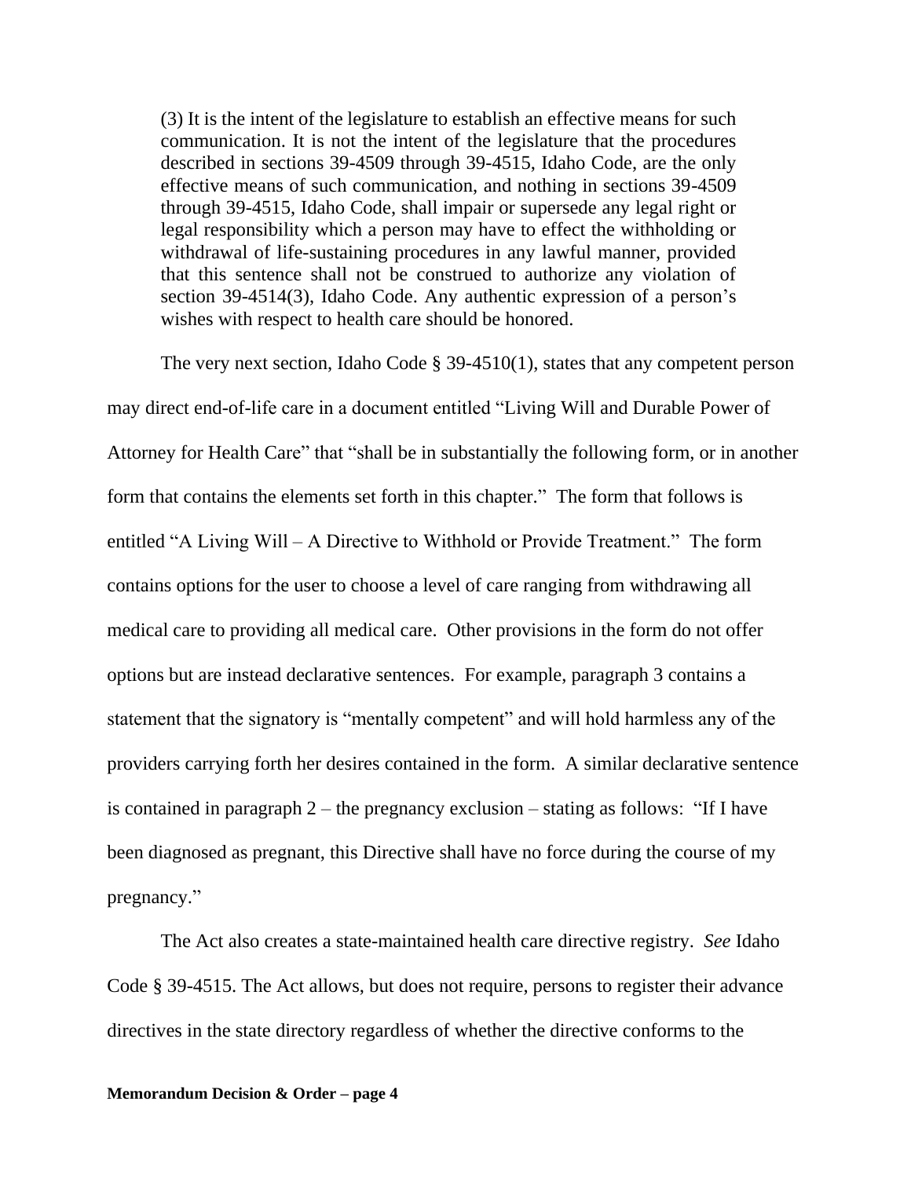> (3) It is the intent of the legislature to establish an effective means for such communication. It is not the intent of the legislature that the procedures described in sections 39-4509 through 39-4515, Idaho Code, are the only effective means of such communication, and nothing in sections 39-4509 through 39-4515, Idaho Code, shall impair or supersede any legal right or legal responsibility which a person may have to effect the withholding or withdrawal of life-sustaining procedures in any lawful manner, provided that this sentence shall not be construed to authorize any violation of section 39-4514(3), Idaho Code. Any authentic expression of a person's wishes with respect to health care should be honored.

The very next section, Idaho Code § 39-4510(1), states that any competent person may direct end-of-life care in a document entitled "Living Will and Durable Power of Attorney for Health Care" that "shall be in substantially the following form, or in another form that contains the elements set forth in this chapter." The form that follows is entitled "A Living Will – A Directive to Withhold or Provide Treatment." The form contains options for the user to choose a level of care ranging from withdrawing all medical care to providing all medical care. Other provisions in the form do not offer options but are instead declarative sentences. For example, paragraph 3 contains a statement that the signatory is "mentally competent" and will hold harmless any of the providers carrying forth her desires contained in the form. A similar declarative sentence is contained in paragraph 2 – the pregnancy exclusion – stating as follows: "If I have been diagnosed as pregnant, this Directive shall have no force during the course of my pregnancy."

The Act also creates a state-maintained health care directive registry. *See* Idaho Code § 39-4515. The Act allows, but does not require, persons to register their advance directives in the state directory regardless of whether the directive conforms to the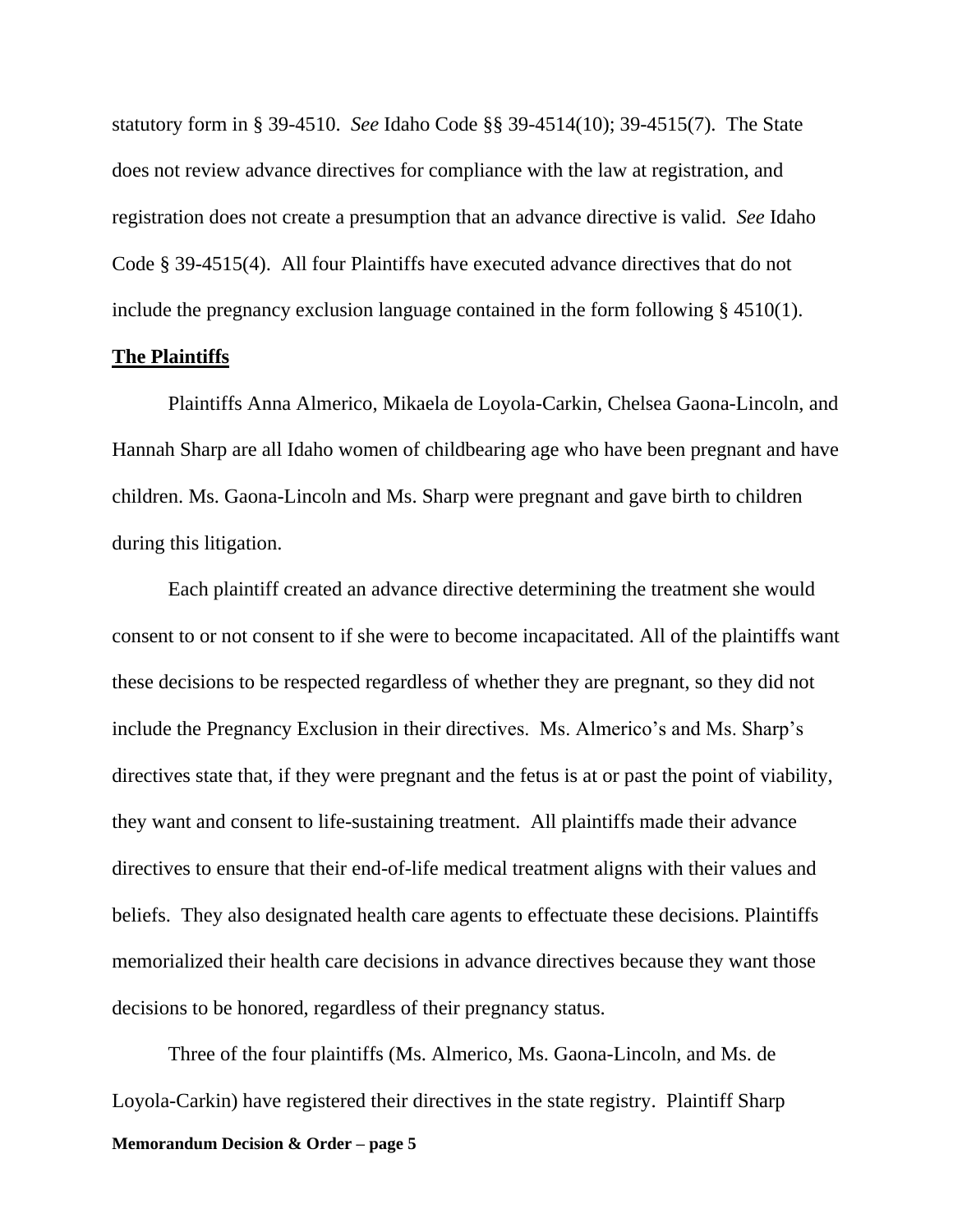statutory form in § 39-4510. *See* Idaho Code §§ 39-4514(10); 39-4515(7). The State does not review advance directives for compliance with the law at registration, and registration does not create a presumption that an advance directive is valid. *See* Idaho Code § 39-4515(4). All four Plaintiffs have executed advance directives that do not include the pregnancy exclusion language contained in the form following § 4510(1).

**The Plaintiffs**

Plaintiffs Anna Almerico, Mikaela de Loyola-Carkin, Chelsea Gaona-Lincoln, and Hannah Sharp are all Idaho women of childbearing age who have been pregnant and have children. Ms. Gaona-Lincoln and Ms. Sharp were pregnant and gave birth to children during this litigation.

Each plaintiff created an advance directive determining the treatment she would consent to or not consent to if she were to become incapacitated. All of the plaintiffs want these decisions to be respected regardless of whether they are pregnant, so they did not include the Pregnancy Exclusion in their directives. Ms. Almerico's and Ms. Sharp's directives state that, if they were pregnant and the fetus is at or past the point of viability, they want and consent to life-sustaining treatment. All plaintiffs made their advance directives to ensure that their end-of-life medical treatment aligns with their values and beliefs. They also designated health care agents to effectuate these decisions. Plaintiffs memorialized their health care decisions in advance directives because they want those decisions to be honored, regardless of their pregnancy status.

Three of the four plaintiffs (Ms. Almerico, Ms. Gaona-Lincoln, and Ms. de Loyola-Carkin) have registered their directives in the state registry. Plaintiff Sharp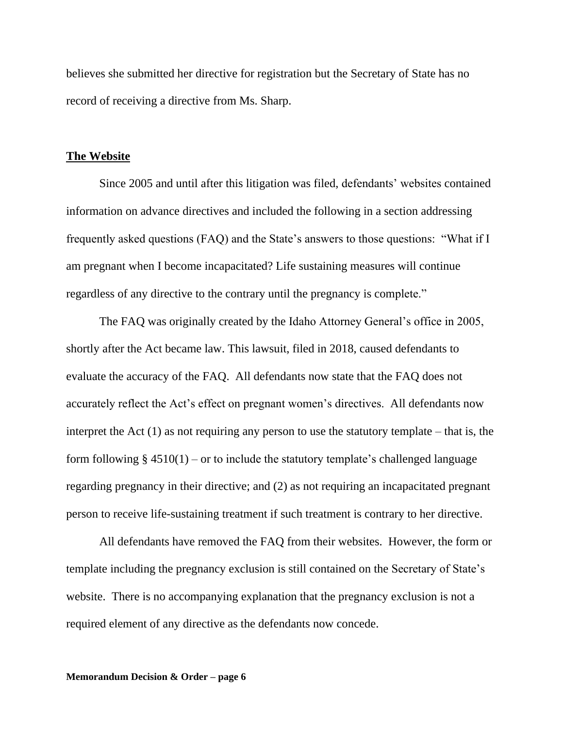believes she submitted her directive for registration but the Secretary of State has no record of receiving a directive from Ms. Sharp.

**<u>The Website</u>**

Since 2005 and until after this litigation was filed, defendants' websites contained information on advance directives and included the following in a section addressing frequently asked questions (FAQ) and the State's answers to those questions: "What if I am pregnant when I become incapacitated? Life sustaining measures will continue regardless of any directive to the contrary until the pregnancy is complete."

The FAQ was originally created by the Idaho Attorney General's office in 2005, shortly after the Act became law. This lawsuit, filed in 2018, caused defendants to evaluate the accuracy of the FAQ. All defendants now state that the FAQ does not accurately reflect the Act's effect on pregnant women's directives. All defendants now interpret the Act (1) as not requiring any person to use the statutory template – that is, the form following § 4510(1) – or to include the statutory template's challenged language regarding pregnancy in their directive; and (2) as not requiring an incapacitated pregnant person to receive life-sustaining treatment if such treatment is contrary to her directive.

All defendants have removed the FAQ from their websites. However, the form or template including the pregnancy exclusion is still contained on the Secretary of State's website. There is no accompanying explanation that the pregnancy exclusion is not a required element of any directive as the defendants now concede.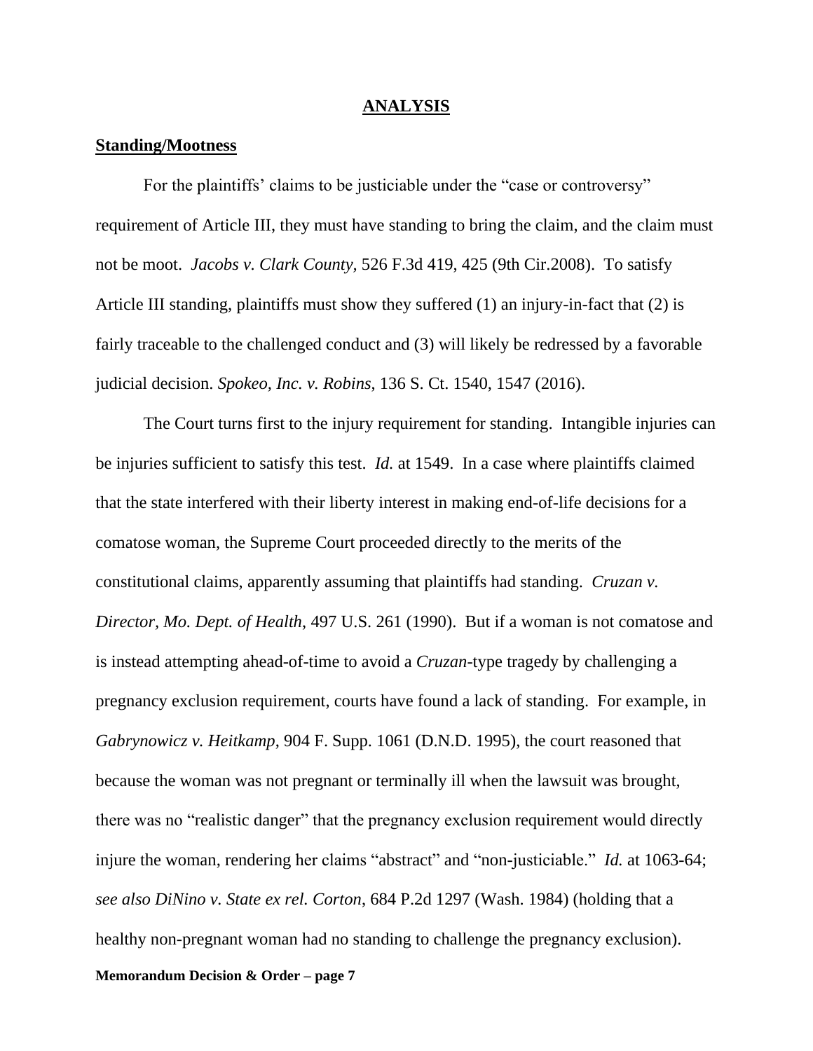## ANALYSIS

### Standing/Mootness

For the plaintiffs' claims to be justiciable under the "case or controversy" requirement of Article III, they must have standing to bring the claim, and the claim must not be moot. *Jacobs v. Clark County*, 526 F.3d 419, 425 (9th Cir.2008). To satisfy Article III standing, plaintiffs must show they suffered (1) an injury-in-fact that (2) is fairly traceable to the challenged conduct and (3) will likely be redressed by a favorable judicial decision. *Spokeo, Inc. v. Robins*, 136 S. Ct. 1540, 1547 (2016).

The Court turns first to the injury requirement for standing. Intangible injuries can be injuries sufficient to satisfy this test. *Id.* at 1549. In a case where plaintiffs claimed that the state interfered with their liberty interest in making end-of-life decisions for a comatose woman, the Supreme Court proceeded directly to the merits of the constitutional claims, apparently assuming that plaintiffs had standing. *Cruzan v. Director, Mo. Dept. of Health*, 497 U.S. 261 (1990). But if a woman is not comatose and is instead attempting ahead-of-time to avoid a *Cruzan*-type tragedy by challenging a pregnancy exclusion requirement, courts have found a lack of standing. For example, in *Gabrynowicz v. Heitkamp*, 904 F. Supp. 1061 (D.N.D. 1995), the court reasoned that because the woman was not pregnant or terminally ill when the lawsuit was brought, there was no "realistic danger" that the pregnancy exclusion requirement would directly injure the woman, rendering her claims "abstract" and "non-justiciable." *Id.* at 1063-64; *see also DiNino v. State ex rel. Corton*, 684 P.2d 1297 (Wash. 1984) (holding that a healthy non-pregnant woman had no standing to challenge the pregnancy exclusion).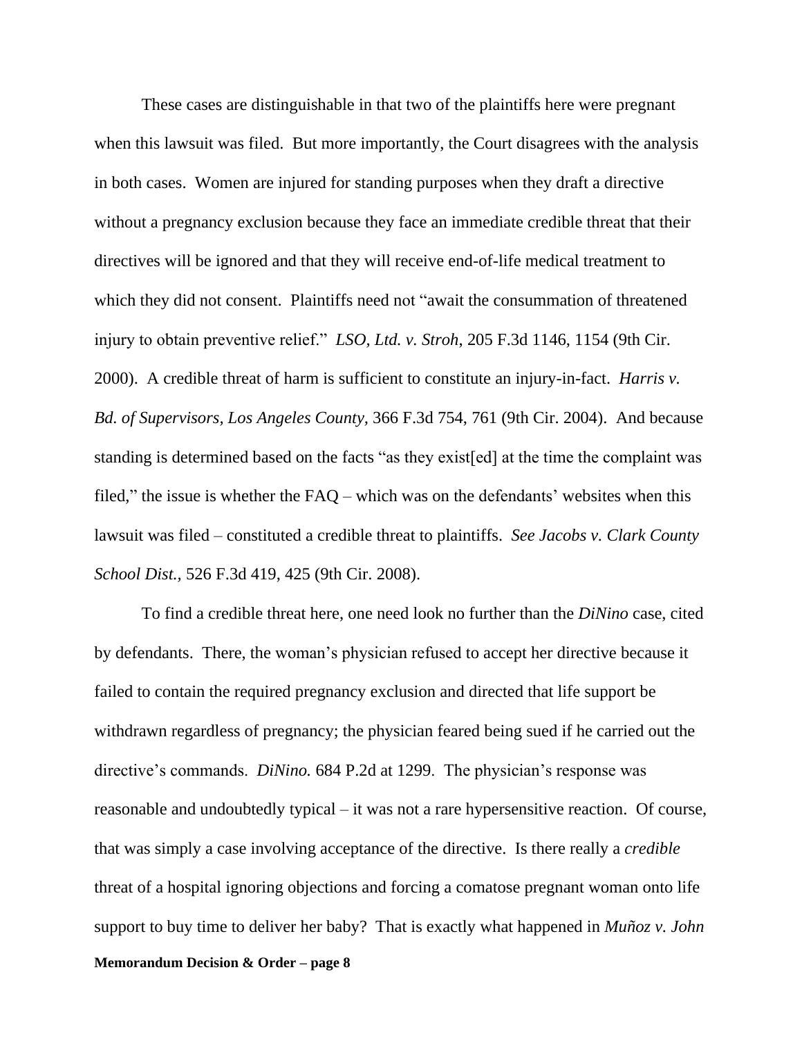These cases are distinguishable in that two of the plaintiffs here were pregnant when this lawsuit was filed. But more importantly, the Court disagrees with the analysis in both cases. Women are injured for standing purposes when they draft a directive without a pregnancy exclusion because they face an immediate credible threat that their directives will be ignored and that they will receive end-of-life medical treatment to which they did not consent. Plaintiffs need not "await the consummation of threatened injury to obtain preventive relief." *LSO, Ltd. v. Stroh*, 205 F.3d 1146, 1154 (9th Cir. 2000). A credible threat of harm is sufficient to constitute an injury-in-fact. *Harris v. Bd. of Supervisors, Los Angeles County,* 366 F.3d 754, 761 (9th Cir. 2004). And because standing is determined based on the facts "as they exist[ed] at the time the complaint was filed," the issue is whether the FAQ – which was on the defendants' websites when this lawsuit was filed – constituted a credible threat to plaintiffs. *See Jacobs v. Clark County School Dist.,* 526 F.3d 419, 425 (9th Cir. 2008).

To find a credible threat here, one need look no further than the *DiNino* case, cited by defendants. There, the woman's physician refused to accept her directive because it failed to contain the required pregnancy exclusion and directed that life support be withdrawn regardless of pregnancy; the physician feared being sued if he carried out the directive's commands. *DiNino.* 684 P.2d at 1299. The physician's response was reasonable and undoubtedly typical – it was not a rare hypersensitive reaction. Of course, that was simply a case involving acceptance of the directive. Is there really a *credible* threat of a hospital ignoring objections and forcing a comatose pregnant woman onto life support to buy time to deliver her baby? That is exactly what happened in *Muñoz v. John*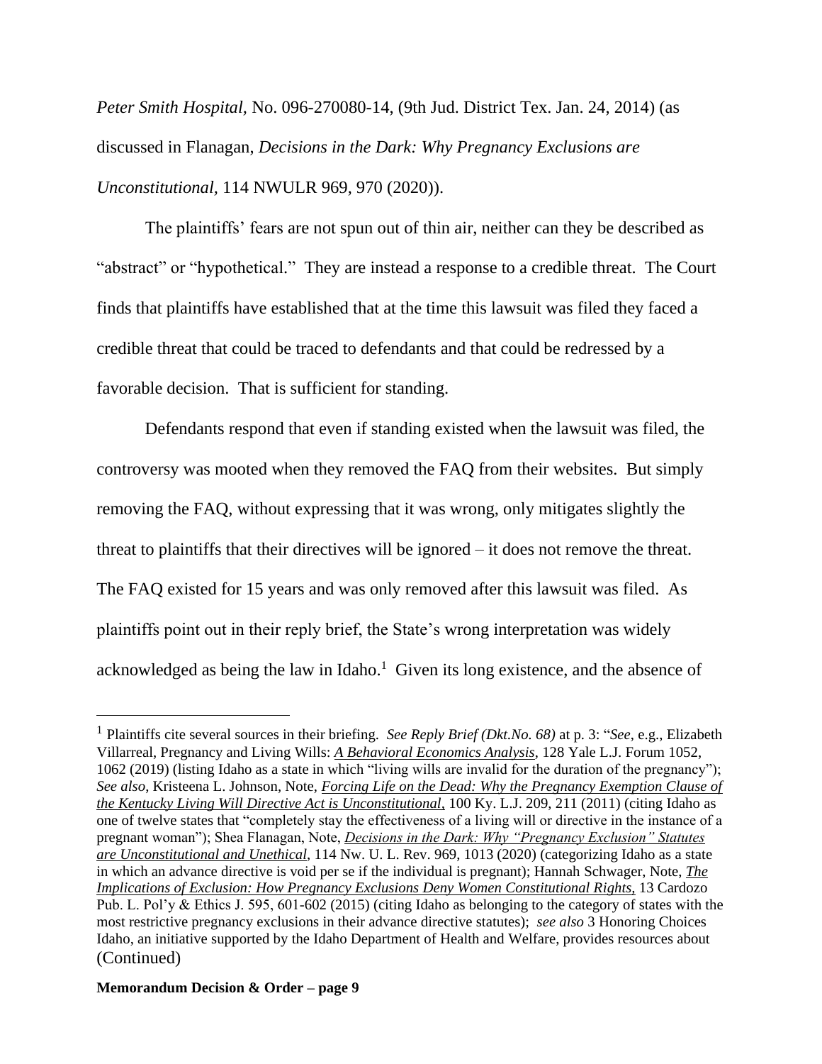*Peter Smith Hospital,* No. 096-270080-14, (9th Jud. District Tex. Jan. 24, 2014) (as discussed in Flanagan, *Decisions in the Dark: Why Pregnancy Exclusions are Unconstitutional*, 114 NWULR 969, 970 (2020)).

The plaintiffs' fears are not spun out of thin air, neither can they be described as "abstract" or "hypothetical." They are instead a response to a credible threat. The Court finds that plaintiffs have established that at the time this lawsuit was filed they faced a credible threat that could be traced to defendants and that could be redressed by a favorable decision. That is sufficient for standing.

Defendants respond that even if standing existed when the lawsuit was filed, the controversy was mooted when they removed the FAQ from their websites. But simply removing the FAQ, without expressing that it was wrong, only mitigates slightly the threat to plaintiffs that their directives will be ignored – it does not remove the threat. The FAQ existed for 15 years and was only removed after this lawsuit was filed. As plaintiffs point out in their reply brief, the State's wrong interpretation was widely acknowledged as being the law in Idaho.[1] Given its long existence, and the absence of

---

[1] Plaintiffs cite several sources in their briefing. *See Reply Brief (Dkt.No. 68)* at p. 3: "*See*, e.g., Elizabeth Villarreal, Pregnancy and Living Wills: *A Behavioral Economics Analysis*, 128 Yale L.J. Forum 1052, 1062 (2019) (listing Idaho as a state in which "living wills are invalid for the duration of the pregnancy"); *See also,* Kristeena L. Johnson, Note, *Forcing Life on the Dead: Why the Pregnancy Exemption Clause of the Kentucky Living Will Directive Act is Unconstitutional*, 100 Ky. L.J. 209, 211 (2011) (citing Idaho as one of twelve states that "completely stay the effectiveness of a living will or directive in the instance of a pregnant woman"); Shea Flanagan, Note, *Decisions in the Dark: Why "Pregnancy Exclusion" Statutes are Unconstitutional and Unethical*, 114 Nw. U. L. Rev. 969, 1013 (2020) (categorizing Idaho as a state in which an advance directive is void per se if the individual is pregnant); Hannah Schwager, Note, *The Implications of Exclusion: How Pregnancy Exclusions Deny Women Constitutional Rights,* 13 Cardozo Pub. L. Pol'y & Ethics J. 595, 601-602 (2015) (citing Idaho as belonging to the category of states with the most restrictive pregnancy exclusions in their advance directive statutes); *see also* 3 Honoring Choices Idaho, an initiative supported by the Idaho Department of Health and Welfare, provides resources about (Continued)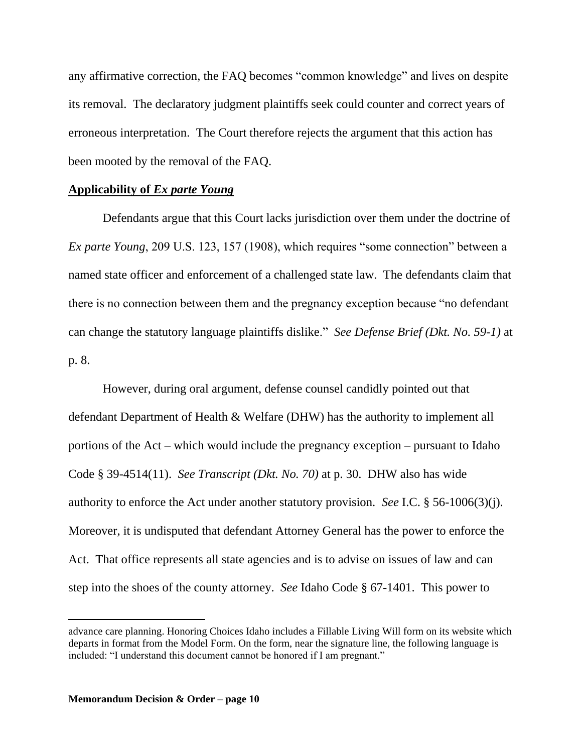any affirmative correction, the FAQ becomes "common knowledge" and lives on despite its removal. The declaratory judgment plaintiffs seek could counter and correct years of erroneous interpretation. The Court therefore rejects the argument that this action has been mooted by the removal of the FAQ.

**Applicability of *Ex parte Young***

Defendants argue that this Court lacks jurisdiction over them under the doctrine of *Ex parte Young*, 209 U.S. 123, 157 (1908), which requires "some connection" between a named state officer and enforcement of a challenged state law. The defendants claim that there is no connection between them and the pregnancy exception because "no defendant can change the statutory language plaintiffs dislike." *See Defense Brief (Dkt. No. 59-1)* at p. 8.

However, during oral argument, defense counsel candidly pointed out that defendant Department of Health & Welfare (DHW) has the authority to implement all portions of the Act – which would include the pregnancy exception – pursuant to Idaho Code § 39-4514(11). *See Transcript (Dkt. No. 70)* at p. 30. DHW also has wide authority to enforce the Act under another statutory provision. *See* I.C. § 56-1006(3)(j). Moreover, it is undisputed that defendant Attorney General has the power to enforce the Act. That office represents all state agencies and is to advise on issues of law and can step into the shoes of the county attorney. *See* Idaho Code § 67-1401. This power to

advance care planning. Honoring Choices Idaho includes a Fillable Living Will form on its website which departs in format from the Model Form. On the form, near the signature line, the following language is included: "I understand this document cannot be honored if I am pregnant."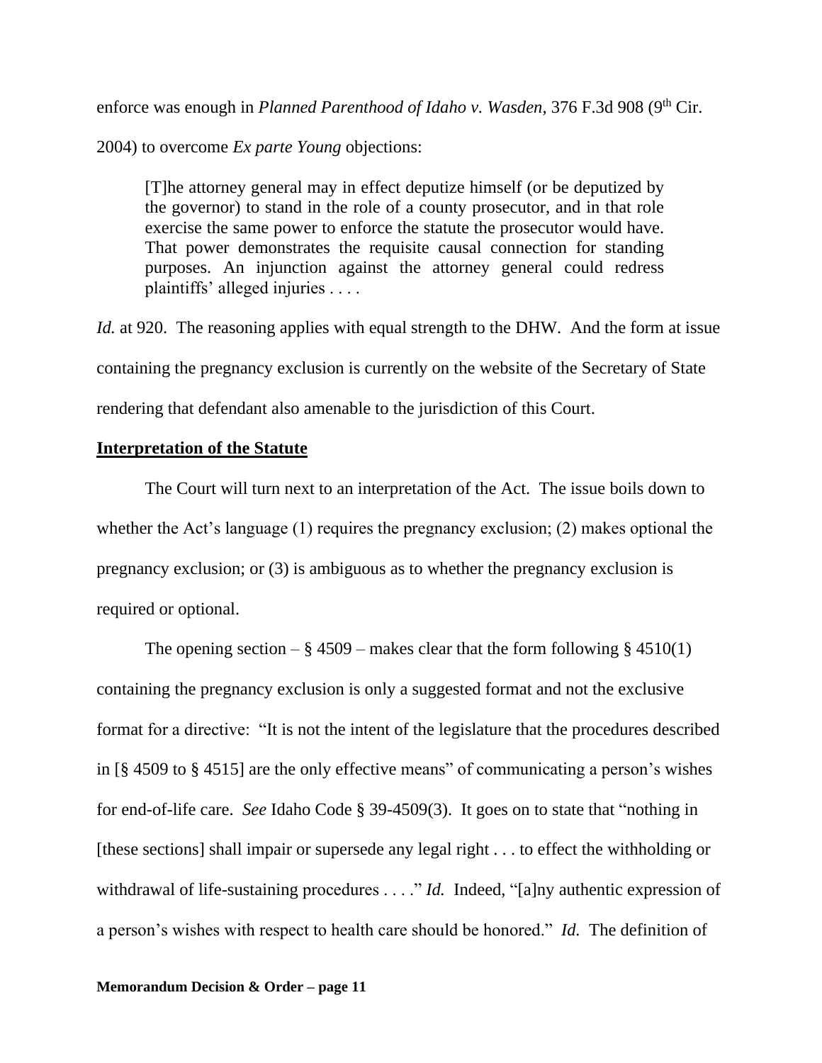enforce was enough in *Planned Parenthood of Idaho v. Wasden*, 376 F.3d 908 (9th Cir. 2004) to overcome *Ex parte Young* objections:

> [T]he attorney general may in effect deputize himself (or be deputized by the governor) to stand in the role of a county prosecutor, and in that role exercise the same power to enforce the statute the prosecutor would have. That power demonstrates the requisite causal connection for standing purposes. An injunction against the attorney general could redress plaintiffs' alleged injuries . . . .

*Id.* at 920. The reasoning applies with equal strength to the DHW. And the form at issue containing the pregnancy exclusion is currently on the website of the Secretary of State rendering that defendant also amenable to the jurisdiction of this Court.

**Interpretation of the Statute**

The Court will turn next to an interpretation of the Act. The issue boils down to whether the Act's language (1) requires the pregnancy exclusion; (2) makes optional the pregnancy exclusion; or (3) is ambiguous as to whether the pregnancy exclusion is required or optional.

The opening section – § 4509 – makes clear that the form following § 4510(1) containing the pregnancy exclusion is only a suggested format and not the exclusive format for a directive: "It is not the intent of the legislature that the procedures described in [§ 4509 to § 4515] are the only effective means" of communicating a person's wishes for end-of-life care. *See* Idaho Code § 39-4509(3). It goes on to state that "nothing in [these sections] shall impair or supersede any legal right . . . to effect the withholding or withdrawal of life-sustaining procedures . . . ." *Id.* Indeed, "[a]ny authentic expression of a person's wishes with respect to health care should be honored." *Id.* The definition of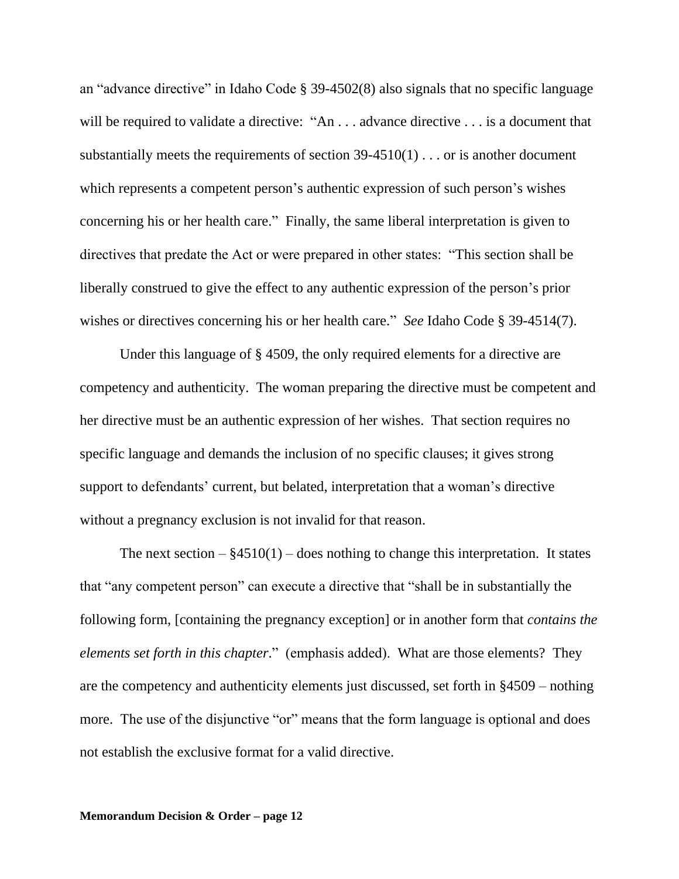an "advance directive" in Idaho Code § 39-4502(8) also signals that no specific language will be required to validate a directive: "An . . . advance directive . . . is a document that substantially meets the requirements of section 39-4510(1) . . . or is another document which represents a competent person's authentic expression of such person's wishes concerning his or her health care." Finally, the same liberal interpretation is given to directives that predate the Act or were prepared in other states: "This section shall be liberally construed to give the effect to any authentic expression of the person's prior wishes or directives concerning his or her health care." *See* Idaho Code § 39-4514(7).

Under this language of § 4509, the only required elements for a directive are competency and authenticity. The woman preparing the directive must be competent and her directive must be an authentic expression of her wishes. That section requires no specific language and demands the inclusion of no specific clauses; it gives strong support to defendants' current, but belated, interpretation that a woman's directive without a pregnancy exclusion is not invalid for that reason.

The next section – §4510(1) – does nothing to change this interpretation. It states that "any competent person" can execute a directive that "shall be in substantially the following form, [containing the pregnancy exception] or in another form that *contains the elements set forth in this chapter*." (emphasis added). What are those elements? They are the competency and authenticity elements just discussed, set forth in §4509 – nothing more. The use of the disjunctive "or" means that the form language is optional and does not establish the exclusive format for a valid directive.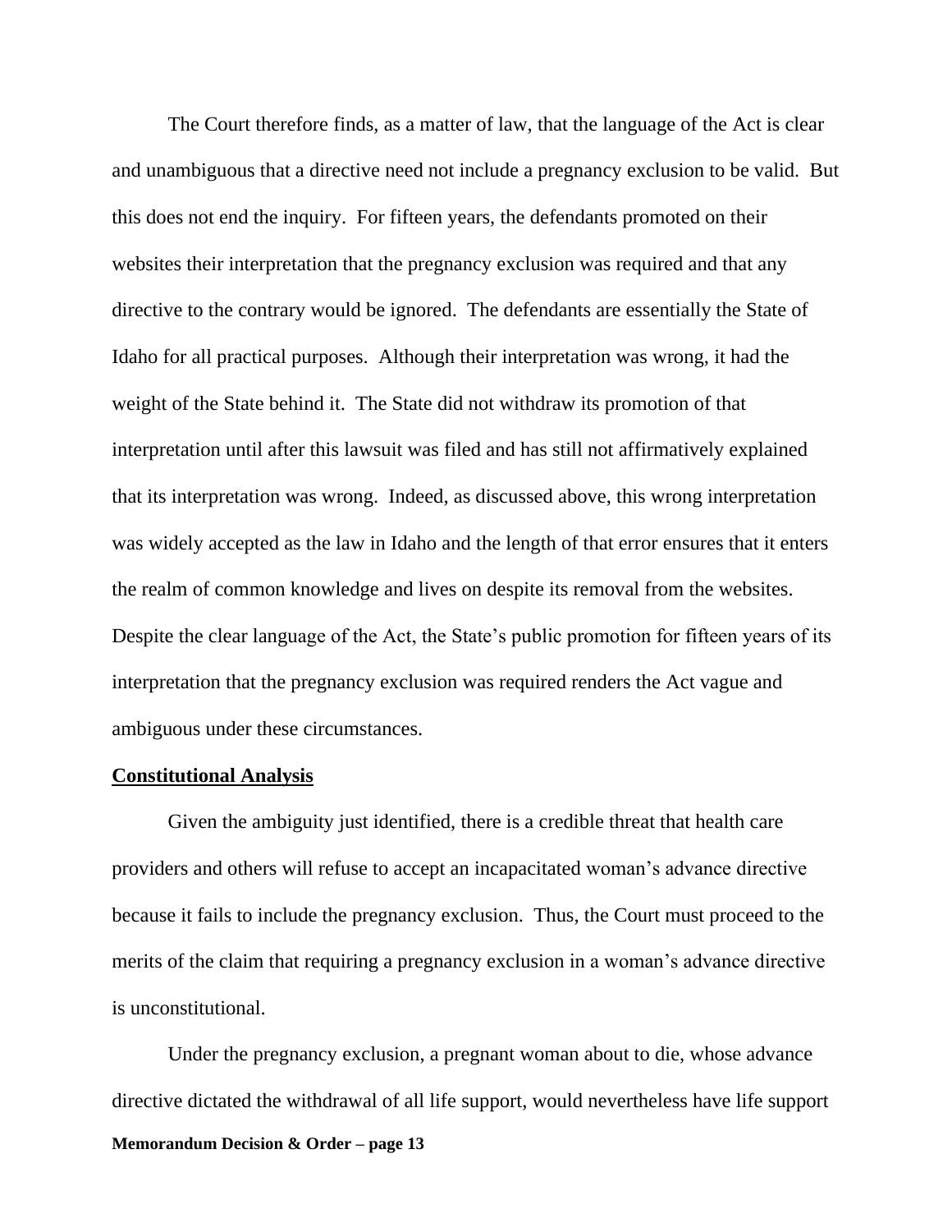The Court therefore finds, as a matter of law, that the language of the Act is clear and unambiguous that a directive need not include a pregnancy exclusion to be valid. But this does not end the inquiry. For fifteen years, the defendants promoted on their websites their interpretation that the pregnancy exclusion was required and that any directive to the contrary would be ignored. The defendants are essentially the State of Idaho for all practical purposes. Although their interpretation was wrong, it had the weight of the State behind it. The State did not withdraw its promotion of that interpretation until after this lawsuit was filed and has still not affirmatively explained that its interpretation was wrong. Indeed, as discussed above, this wrong interpretation was widely accepted as the law in Idaho and the length of that error ensures that it enters the realm of common knowledge and lives on despite its removal from the websites. Despite the clear language of the Act, the State's public promotion for fifteen years of its interpretation that the pregnancy exclusion was required renders the Act vague and ambiguous under these circumstances.

**Constitutional Analysis**

Given the ambiguity just identified, there is a credible threat that health care providers and others will refuse to accept an incapacitated woman's advance directive because it fails to include the pregnancy exclusion. Thus, the Court must proceed to the merits of the claim that requiring a pregnancy exclusion in a woman's advance directive is unconstitutional.

Under the pregnancy exclusion, a pregnant woman about to die, whose advance directive dictated the withdrawal of all life support, would nevertheless have life support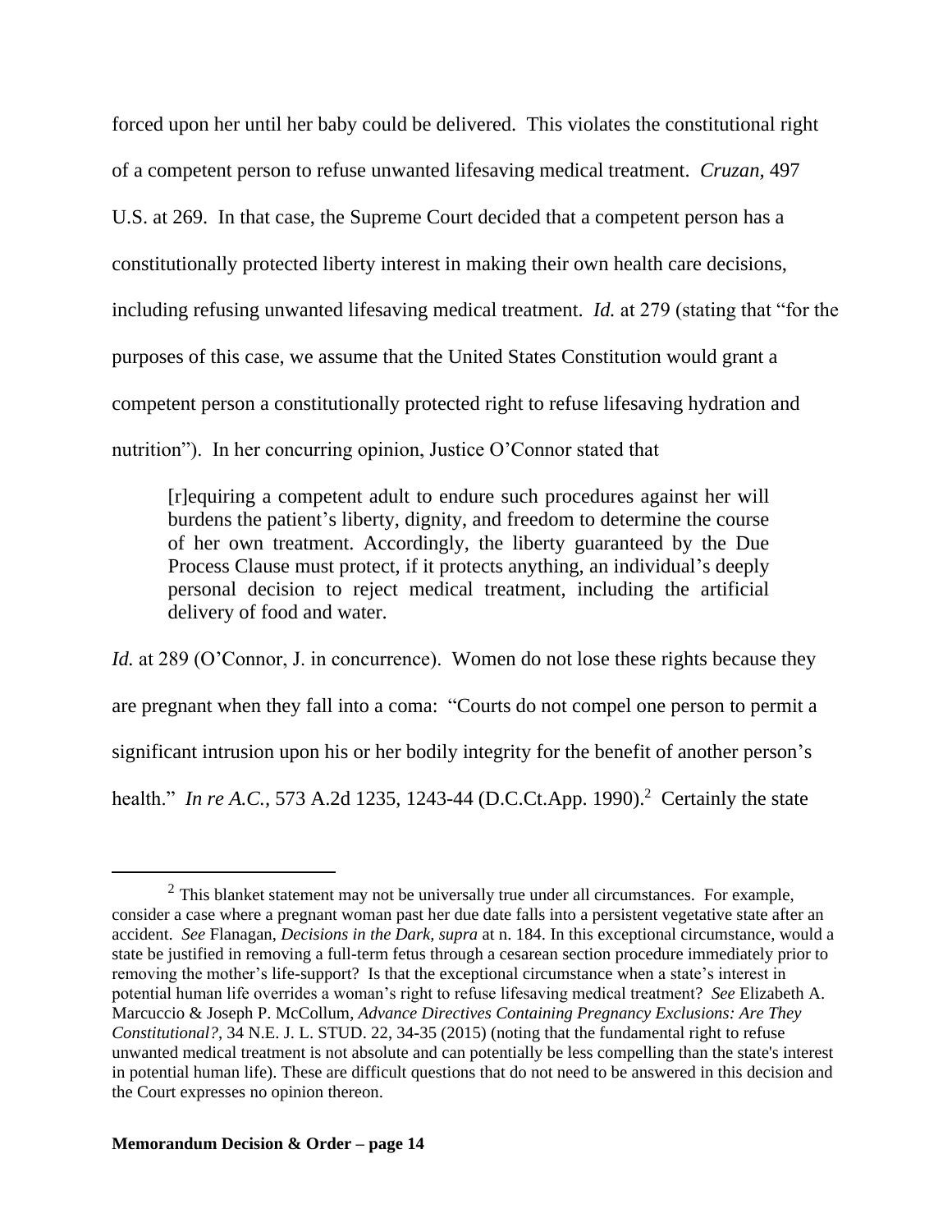forced upon her until her baby could be delivered. This violates the constitutional right of a competent person to refuse unwanted lifesaving medical treatment. *Cruzan*, 497 U.S. at 269. In that case, the Supreme Court decided that a competent person has a constitutionally protected liberty interest in making their own health care decisions, including refusing unwanted lifesaving medical treatment. *Id.* at 279 (stating that "for the purposes of this case, we assume that the United States Constitution would grant a competent person a constitutionally protected right to refuse lifesaving hydration and nutrition"). In her concurring opinion, Justice O'Connor stated that

> [r]equiring a competent adult to endure such procedures against her will burdens the patient's liberty, dignity, and freedom to determine the course of her own treatment. Accordingly, the liberty guaranteed by the Due Process Clause must protect, if it protects anything, an individual's deeply personal decision to reject medical treatment, including the artificial delivery of food and water.

*Id.* at 289 (O'Connor, J. in concurrence). Women do not lose these rights because they are pregnant when they fall into a coma: "Courts do not compel one person to permit a significant intrusion upon his or her bodily integrity for the benefit of another person's health." *In re A.C.*, 573 A.2d 1235, 1243-44 (D.C.Ct.App. 1990).[2] Certainly the state

---

[2] This blanket statement may not be universally true under all circumstances. For example, consider a case where a pregnant woman past her due date falls into a persistent vegetative state after an accident. *See* Flanagan, *Decisions in the Dark, supra* at n. 184. In this exceptional circumstance, would a state be justified in removing a full-term fetus through a cesarean section procedure immediately prior to removing the mother's life-support? Is that the exceptional circumstance when a state's interest in potential human life overrides a woman's right to refuse lifesaving medical treatment? *See* Elizabeth A. Marcuccio & Joseph P. McCollum, *Advance Directives Containing Pregnancy Exclusions: Are They Constitutional?*, 34 N.E. J. L. STUD. 22, 34-35 (2015) (noting that the fundamental right to refuse unwanted medical treatment is not absolute and can potentially be less compelling than the state's interest in potential human life). These are difficult questions that do not need to be answered in this decision and the Court expresses no opinion thereon.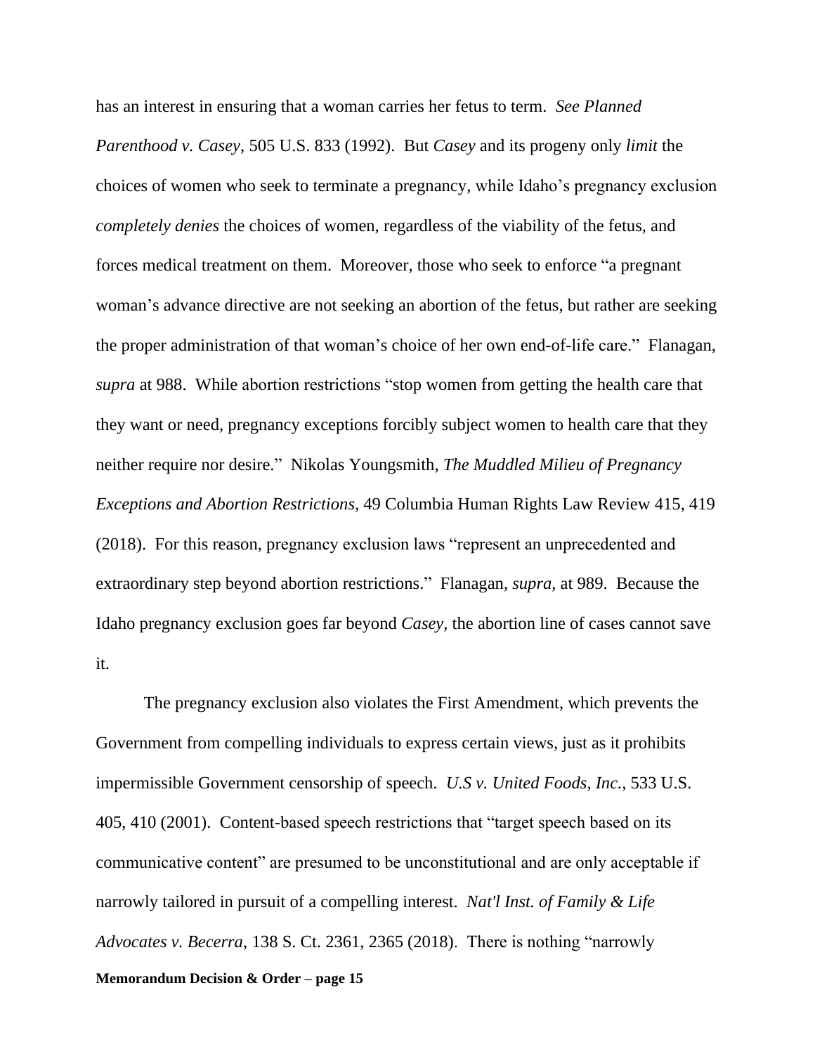has an interest in ensuring that a woman carries her fetus to term. *See Planned Parenthood v. Casey*, 505 U.S. 833 (1992). But *Casey* and its progeny only *limit* the choices of women who seek to terminate a pregnancy, while Idaho's pregnancy exclusion *completely denies* the choices of women, regardless of the viability of the fetus, and forces medical treatment on them. Moreover, those who seek to enforce "a pregnant woman's advance directive are not seeking an abortion of the fetus, but rather are seeking the proper administration of that woman's choice of her own end-of-life care." Flanagan, *supra* at 988. While abortion restrictions "stop women from getting the health care that they want or need, pregnancy exceptions forcibly subject women to health care that they neither require nor desire." Nikolas Youngsmith, *The Muddled Milieu of Pregnancy Exceptions and Abortion Restrictions*, 49 Columbia Human Rights Law Review 415, 419 (2018). For this reason, pregnancy exclusion laws "represent an unprecedented and extraordinary step beyond abortion restrictions." Flanagan, *supra*, at 989. Because the Idaho pregnancy exclusion goes far beyond *Casey*, the abortion line of cases cannot save it.

The pregnancy exclusion also violates the First Amendment, which prevents the Government from compelling individuals to express certain views, just as it prohibits impermissible Government censorship of speech. *U.S v. United Foods, Inc.*, 533 U.S. 405, 410 (2001). Content-based speech restrictions that "target speech based on its communicative content" are presumed to be unconstitutional and are only acceptable if narrowly tailored in pursuit of a compelling interest. *Nat'l Inst. of Family & Life Advocates v. Becerra*, 138 S. Ct. 2361, 2365 (2018). There is nothing "narrowly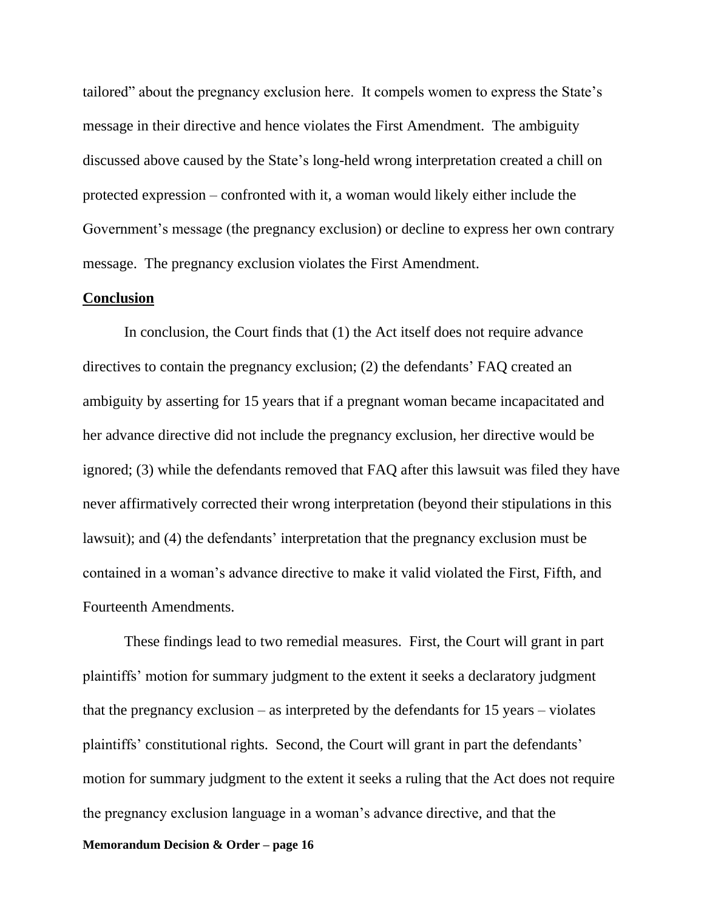tailored" about the pregnancy exclusion here. It compels women to express the State's message in their directive and hence violates the First Amendment. The ambiguity discussed above caused by the State's long-held wrong interpretation created a chill on protected expression – confronted with it, a woman would likely either include the Government's message (the pregnancy exclusion) or decline to express her own contrary message. The pregnancy exclusion violates the First Amendment.

**Conclusion**

In conclusion, the Court finds that (1) the Act itself does not require advance directives to contain the pregnancy exclusion; (2) the defendants' FAQ created an ambiguity by asserting for 15 years that if a pregnant woman became incapacitated and her advance directive did not include the pregnancy exclusion, her directive would be ignored; (3) while the defendants removed that FAQ after this lawsuit was filed they have never affirmatively corrected their wrong interpretation (beyond their stipulations in this lawsuit); and (4) the defendants' interpretation that the pregnancy exclusion must be contained in a woman's advance directive to make it valid violated the First, Fifth, and Fourteenth Amendments.

These findings lead to two remedial measures. First, the Court will grant in part plaintiffs' motion for summary judgment to the extent it seeks a declaratory judgment that the pregnancy exclusion – as interpreted by the defendants for 15 years – violates plaintiffs' constitutional rights. Second, the Court will grant in part the defendants' motion for summary judgment to the extent it seeks a ruling that the Act does not require the pregnancy exclusion language in a woman's advance directive, and that the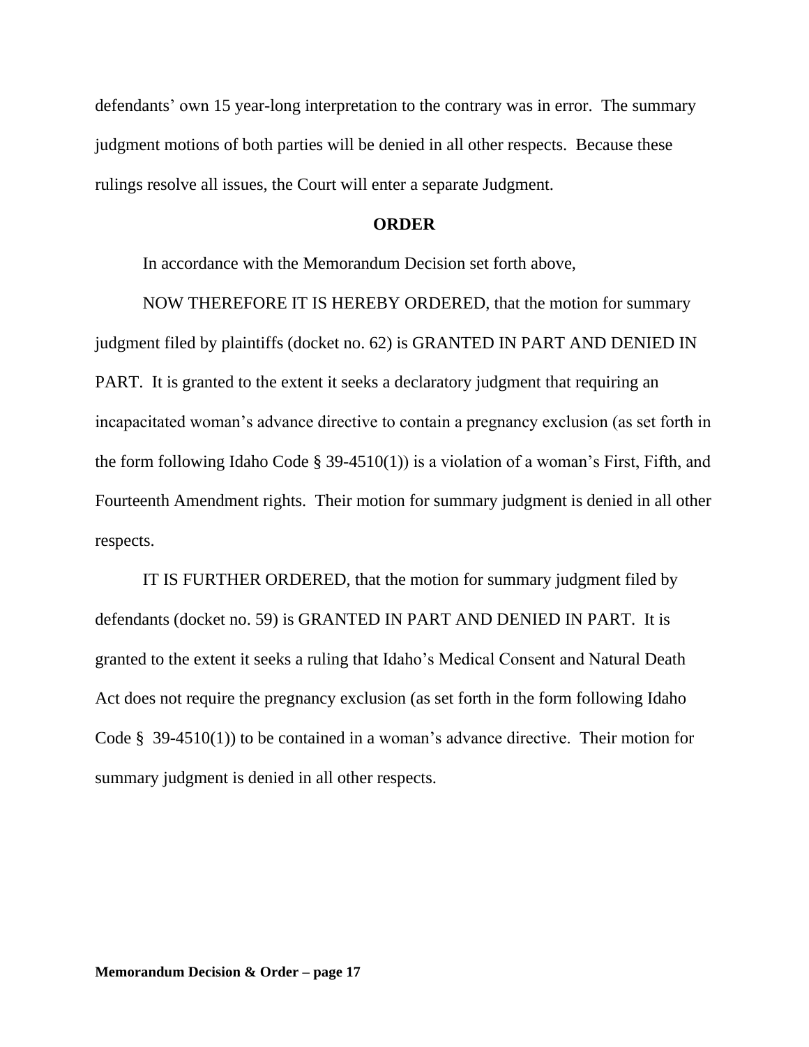defendants' own 15 year-long interpretation to the contrary was in error. The summary judgment motions of both parties will be denied in all other respects. Because these rulings resolve all issues, the Court will enter a separate Judgment.

## ORDER

In accordance with the Memorandum Decision set forth above,

NOW THEREFORE IT IS HEREBY ORDERED, that the motion for summary judgment filed by plaintiffs (docket no. 62) is GRANTED IN PART AND DENIED IN PART. It is granted to the extent it seeks a declaratory judgment that requiring an incapacitated woman's advance directive to contain a pregnancy exclusion (as set forth in the form following Idaho Code § 39-4510(1)) is a violation of a woman's First, Fifth, and Fourteenth Amendment rights. Their motion for summary judgment is denied in all other respects.

IT IS FURTHER ORDERED, that the motion for summary judgment filed by defendants (docket no. 59) is GRANTED IN PART AND DENIED IN PART. It is granted to the extent it seeks a ruling that Idaho's Medical Consent and Natural Death Act does not require the pregnancy exclusion (as set forth in the form following Idaho Code § 39-4510(1)) to be contained in a woman's advance directive. Their motion for summary judgment is denied in all other respects.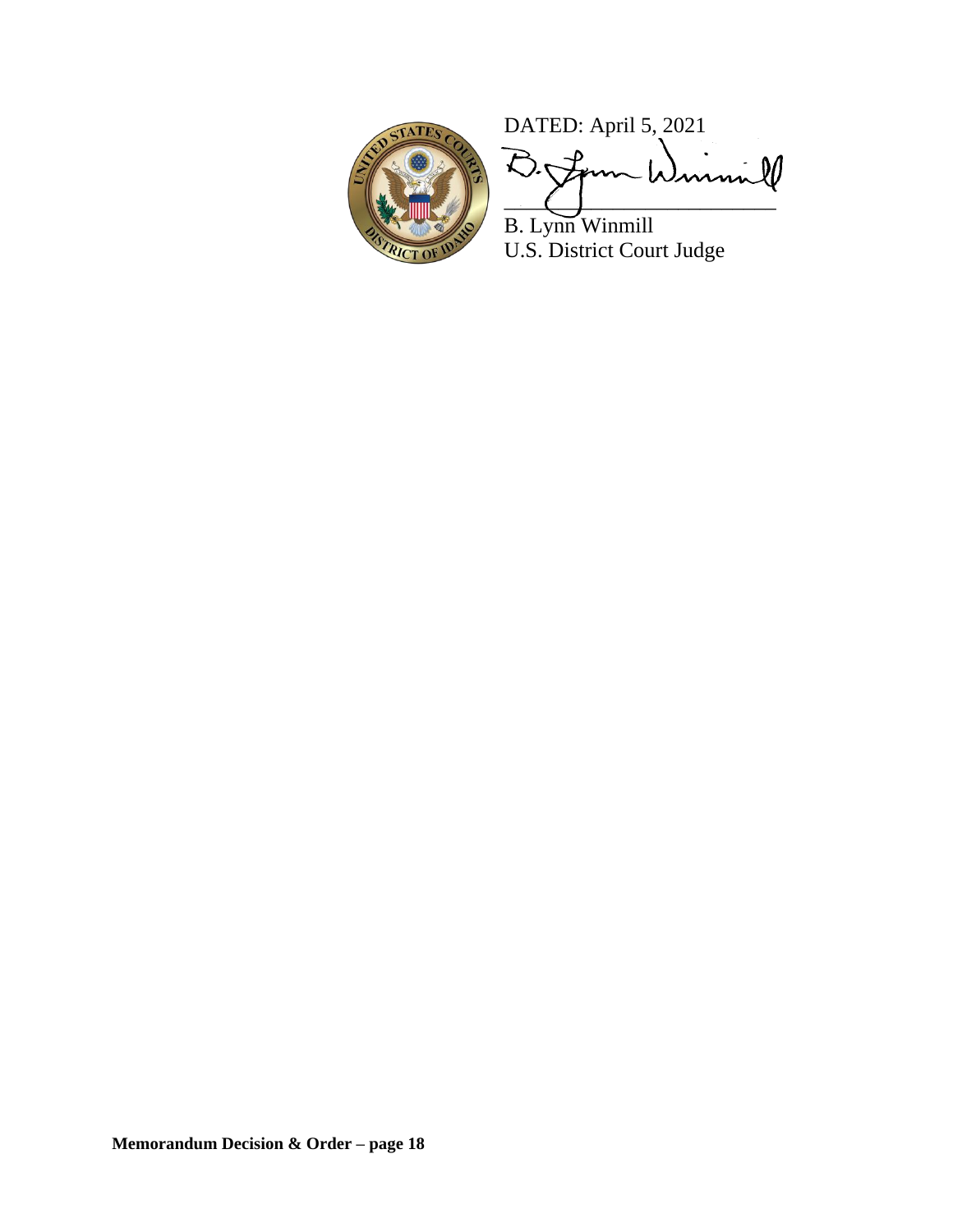DATED: April 5, 2021

B. Lynn Winmill
U.S. District Court Judge